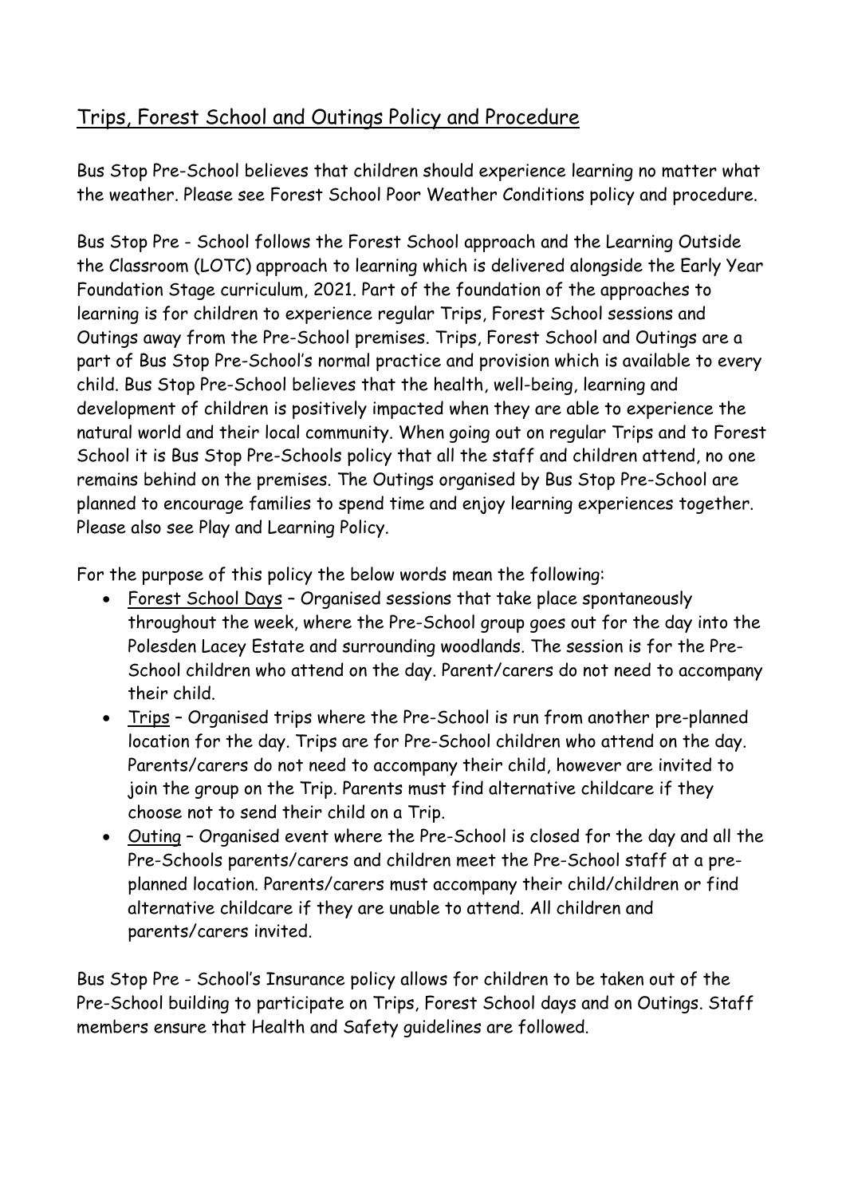# Trips, Forest School and Outings Policy and Procedure

Bus Stop Pre-School believes that children should experience learning no matter what the weather. Please see Forest School Poor Weather Conditions policy and procedure.

Bus Stop Pre - School follows the Forest School approach and the Learning Outside the Classroom (LOTC) approach to learning which is delivered alongside the Early Year Foundation Stage curriculum, 2021. Part of the foundation of the approaches to learning is for children to experience regular Trips, Forest School sessions and Outings away from the Pre-School premises. Trips, Forest School and Outings are a part of Bus Stop Pre-School's normal practice and provision which is available to every child. Bus Stop Pre-School believes that the health, well-being, learning and development of children is positively impacted when they are able to experience the natural world and their local community. When going out on regular Trips and to Forest School it is Bus Stop Pre-Schools policy that all the staff and children attend, no one remains behind on the premises. The Outings organised by Bus Stop Pre-School are planned to encourage families to spend time and enjoy learning experiences together. Please also see Play and Learning Policy.

For the purpose of this policy the below words mean the following:

- <u>Forest School Days</u> – Organised sessions that take place spontaneously throughout the week, where the Pre-School group goes out for the day into the Polesden Lacey Estate and surrounding woodlands. The session is for the Pre-School children who attend on the day. Parent/carers do not need to accompany their child.
- <u>Trips</u> – Organised trips where the Pre-School is run from another pre-planned location for the day. Trips are for Pre-School children who attend on the day. Parents/carers do not need to accompany their child, however are invited to join the group on the Trip. Parents must find alternative childcare if they choose not to send their child on a Trip.
- <u>Outing</u> – Organised event where the Pre-School is closed for the day and all the Pre-Schools parents/carers and children meet the Pre-School staff at a pre-planned location. Parents/carers must accompany their child/children or find alternative childcare if they are unable to attend. All children and parents/carers invited.

Bus Stop Pre - School's Insurance policy allows for children to be taken out of the Pre-School building to participate on Trips, Forest School days and on Outings. Staff members ensure that Health and Safety guidelines are followed.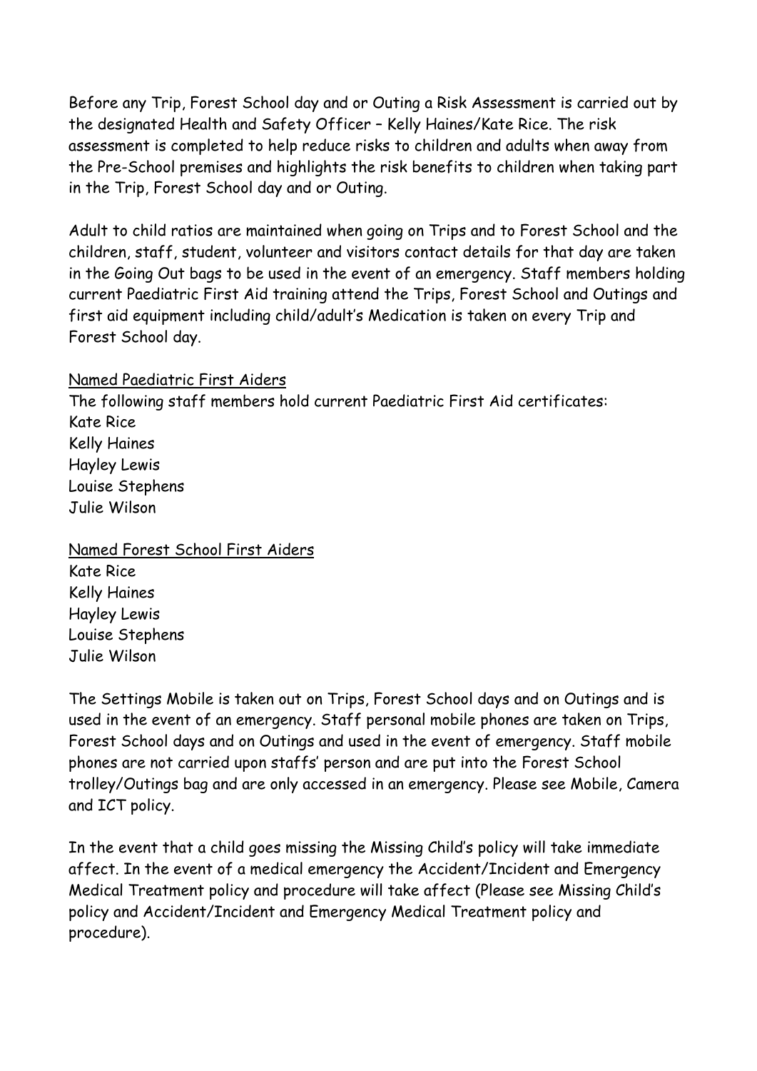Before any Trip, Forest School day and or Outing a Risk Assessment is carried out by the designated Health and Safety Officer – Kelly Haines/Kate Rice. The risk assessment is completed to help reduce risks to children and adults when away from the Pre-School premises and highlights the risk benefits to children when taking part in the Trip, Forest School day and or Outing.

Adult to child ratios are maintained when going on Trips and to Forest School and the children, staff, student, volunteer and visitors contact details for that day are taken in the Going Out bags to be used in the event of an emergency. Staff members holding current Paediatric First Aid training attend the Trips, Forest School and Outings and first aid equipment including child/adult's Medication is taken on every Trip and Forest School day.

<u>Named Paediatric First Aiders</u>

The following staff members hold current Paediatric First Aid certificates:
Kate Rice
Kelly Haines
Hayley Lewis
Louise Stephens
Julie Wilson

<u>Named Forest School First Aiders</u>

Kate Rice
Kelly Haines
Hayley Lewis
Louise Stephens
Julie Wilson

The Settings Mobile is taken out on Trips, Forest School days and on Outings and is used in the event of an emergency. Staff personal mobile phones are taken on Trips, Forest School days and on Outings and used in the event of emergency. Staff mobile phones are not carried upon staffs' person and are put into the Forest School trolley/Outings bag and are only accessed in an emergency. Please see Mobile, Camera and ICT policy.

In the event that a child goes missing the Missing Child's policy will take immediate affect. In the event of a medical emergency the Accident/Incident and Emergency Medical Treatment policy and procedure will take affect (Please see Missing Child's policy and Accident/Incident and Emergency Medical Treatment policy and procedure).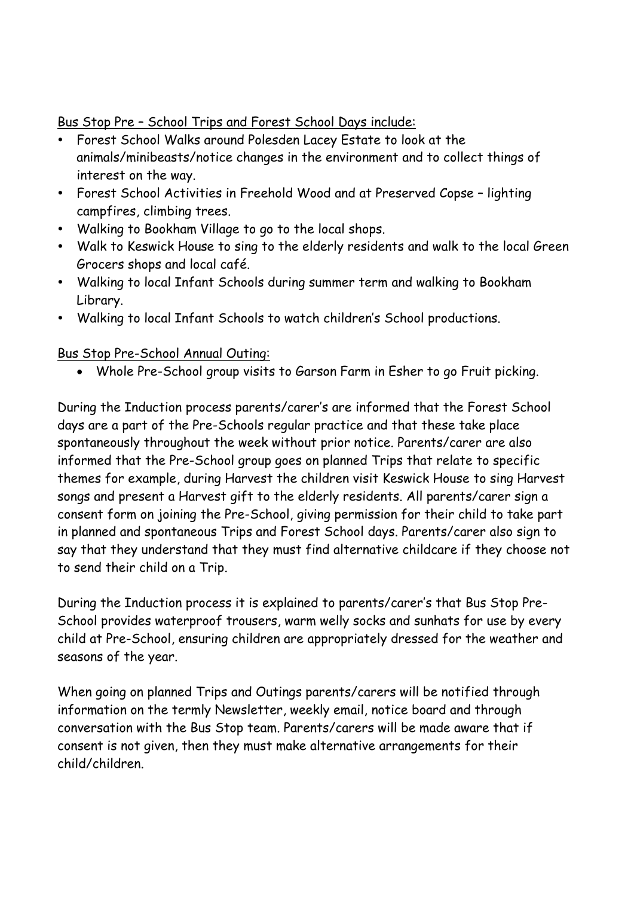<u>Bus Stop Pre – School Trips and Forest School Days include:</u>

- Forest School Walks around Polesden Lacey Estate to look at the animals/minibeasts/notice changes in the environment and to collect things of interest on the way.
- Forest School Activities in Freehold Wood and at Preserved Copse – lighting campfires, climbing trees.
- Walking to Bookham Village to go to the local shops.
- Walk to Keswick House to sing to the elderly residents and walk to the local Green Grocers shops and local café.
- Walking to local Infant Schools during summer term and walking to Bookham Library.
- Walking to local Infant Schools to watch children's School productions.

<u>Bus Stop Pre-School Annual Outing:</u>

- Whole Pre-School group visits to Garson Farm in Esher to go Fruit picking.

During the Induction process parents/carer's are informed that the Forest School days are a part of the Pre-Schools regular practice and that these take place spontaneously throughout the week without prior notice. Parents/carer are also informed that the Pre-School group goes on planned Trips that relate to specific themes for example, during Harvest the children visit Keswick House to sing Harvest songs and present a Harvest gift to the elderly residents. All parents/carer sign a consent form on joining the Pre-School, giving permission for their child to take part in planned and spontaneous Trips and Forest School days. Parents/carer also sign to say that they understand that they must find alternative childcare if they choose not to send their child on a Trip.

During the Induction process it is explained to parents/carer's that Bus Stop Pre-School provides waterproof trousers, warm welly socks and sunhats for use by every child at Pre-School, ensuring children are appropriately dressed for the weather and seasons of the year.

When going on planned Trips and Outings parents/carers will be notified through information on the termly Newsletter, weekly email, notice board and through conversation with the Bus Stop team. Parents/carers will be made aware that if consent is not given, then they must make alternative arrangements for their child/children.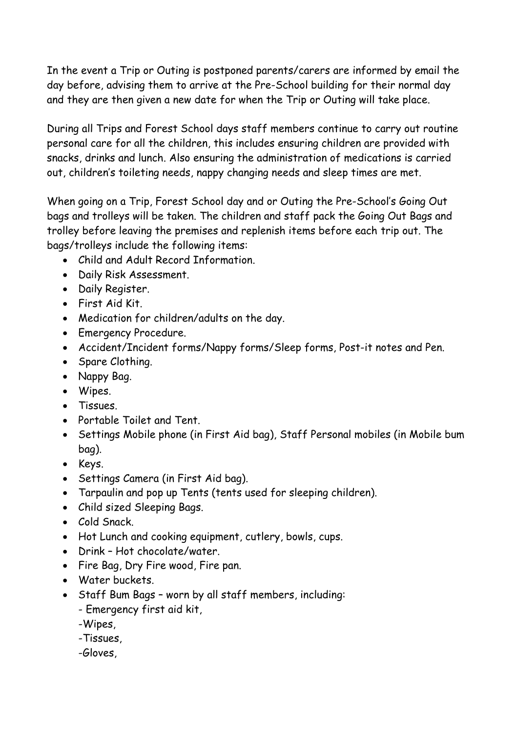In the event a Trip or Outing is postponed parents/carers are informed by email the day before, advising them to arrive at the Pre-School building for their normal day and they are then given a new date for when the Trip or Outing will take place.

During all Trips and Forest School days staff members continue to carry out routine personal care for all the children, this includes ensuring children are provided with snacks, drinks and lunch. Also ensuring the administration of medications is carried out, children's toileting needs, nappy changing needs and sleep times are met.

When going on a Trip, Forest School day and or Outing the Pre-School's Going Out bags and trolleys will be taken. The children and staff pack the Going Out Bags and trolley before leaving the premises and replenish items before each trip out. The bags/trolleys include the following items:

- Child and Adult Record Information.
- Daily Risk Assessment.
- Daily Register.
- First Aid Kit.
- Medication for children/adults on the day.
- Emergency Procedure.
- Accident/Incident forms/Nappy forms/Sleep forms, Post-it notes and Pen.
- Spare Clothing.
- Nappy Bag.
- Wipes.
- Tissues.
- Portable Toilet and Tent.
- Settings Mobile phone (in First Aid bag), Staff Personal mobiles (in Mobile bum bag).
- Keys.
- Settings Camera (in First Aid bag).
- Tarpaulin and pop up Tents (tents used for sleeping children).
- Child sized Sleeping Bags.
- Cold Snack.
- Hot Lunch and cooking equipment, cutlery, bowls, cups.
- Drink – Hot chocolate/water.
- Fire Bag, Dry Fire wood, Fire pan.
- Water buckets.
- Staff Bum Bags – worn by all staff members, including:
  - Emergency first aid kit,
  - Wipes,
  - Tissues,
  - Gloves,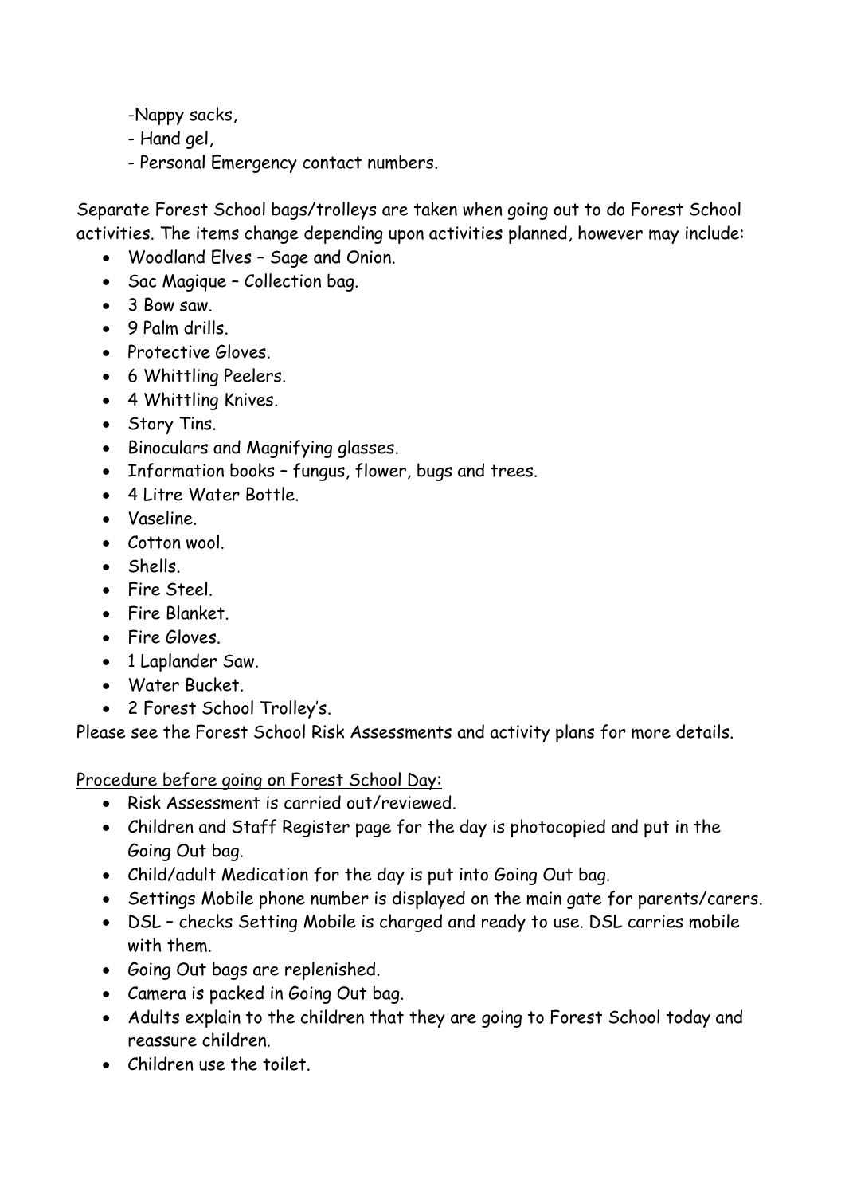-Nappy sacks,
- Hand gel,
- Personal Emergency contact numbers.

Separate Forest School bags/trolleys are taken when going out to do Forest School activities. The items change depending upon activities planned, however may include:

- Woodland Elves – Sage and Onion.
- Sac Magique – Collection bag.
- 3 Bow saw.
- 9 Palm drills.
- Protective Gloves.
- 6 Whittling Peelers.
- 4 Whittling Knives.
- Story Tins.
- Binoculars and Magnifying glasses.
- Information books – fungus, flower, bugs and trees.
- 4 Litre Water Bottle.
- Vaseline.
- Cotton wool.
- Shells.
- Fire Steel.
- Fire Blanket.
- Fire Gloves.
- 1 Laplander Saw.
- Water Bucket.
- 2 Forest School Trolley's.

Please see the Forest School Risk Assessments and activity plans for more details.

<u>Procedure before going on Forest School Day:</u>

- Risk Assessment is carried out/reviewed.
- Children and Staff Register page for the day is photocopied and put in the Going Out bag.
- Child/adult Medication for the day is put into Going Out bag.
- Settings Mobile phone number is displayed on the main gate for parents/carers.
- DSL – checks Setting Mobile is charged and ready to use. DSL carries mobile with them.
- Going Out bags are replenished.
- Camera is packed in Going Out bag.
- Adults explain to the children that they are going to Forest School today and reassure children.
- Children use the toilet.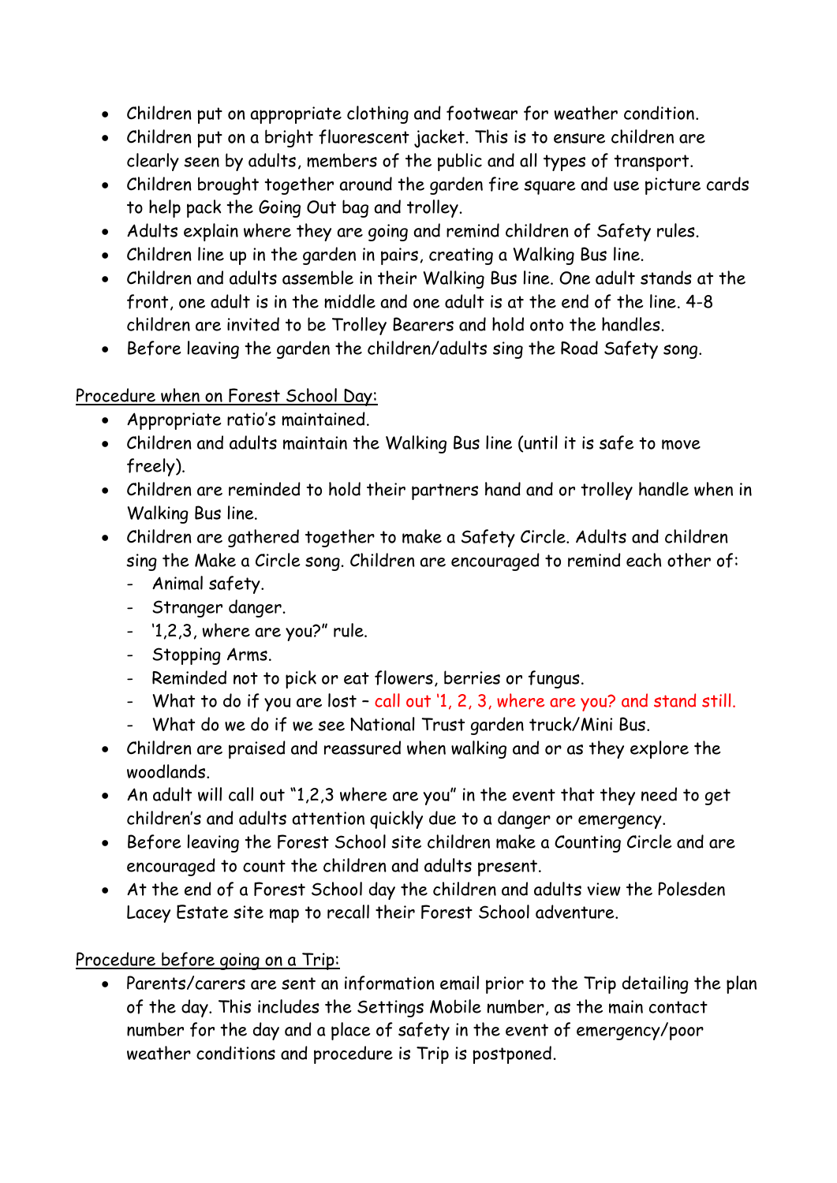- Children put on appropriate clothing and footwear for weather condition.
- Children put on a bright fluorescent jacket. This is to ensure children are clearly seen by adults, members of the public and all types of transport.
- Children brought together around the garden fire square and use picture cards to help pack the Going Out bag and trolley.
- Adults explain where they are going and remind children of Safety rules.
- Children line up in the garden in pairs, creating a Walking Bus line.
- Children and adults assemble in their Walking Bus line. One adult stands at the front, one adult is in the middle and one adult is at the end of the line. 4-8 children are invited to be Trolley Bearers and hold onto the handles.
- Before leaving the garden the children/adults sing the Road Safety song.

<u>Procedure when on Forest School Day:</u>

- Appropriate ratio's maintained.
- Children and adults maintain the Walking Bus line (until it is safe to move freely).
- Children are reminded to hold their partners hand and or trolley handle when in Walking Bus line.
- Children are gathered together to make a Safety Circle. Adults and children sing the Make a Circle song. Children are encouraged to remind each other of:
  - Animal safety.
  - Stranger danger.
  - '1,2,3, where are you?" rule.
  - Stopping Arms.
  - Reminded not to pick or eat flowers, berries or fungus.
  - What to do if you are lost – call out '1, 2, 3, where are you? and stand still.
  - What do we do if we see National Trust garden truck/Mini Bus.
- Children are praised and reassured when walking and or as they explore the woodlands.
- An adult will call out "1,2,3 where are you" in the event that they need to get children's and adults attention quickly due to a danger or emergency.
- Before leaving the Forest School site children make a Counting Circle and are encouraged to count the children and adults present.
- At the end of a Forest School day the children and adults view the Polesden Lacey Estate site map to recall their Forest School adventure.

<u>Procedure before going on a Trip:</u>

- Parents/carers are sent an information email prior to the Trip detailing the plan of the day. This includes the Settings Mobile number, as the main contact number for the day and a place of safety in the event of emergency/poor weather conditions and procedure is Trip is postponed.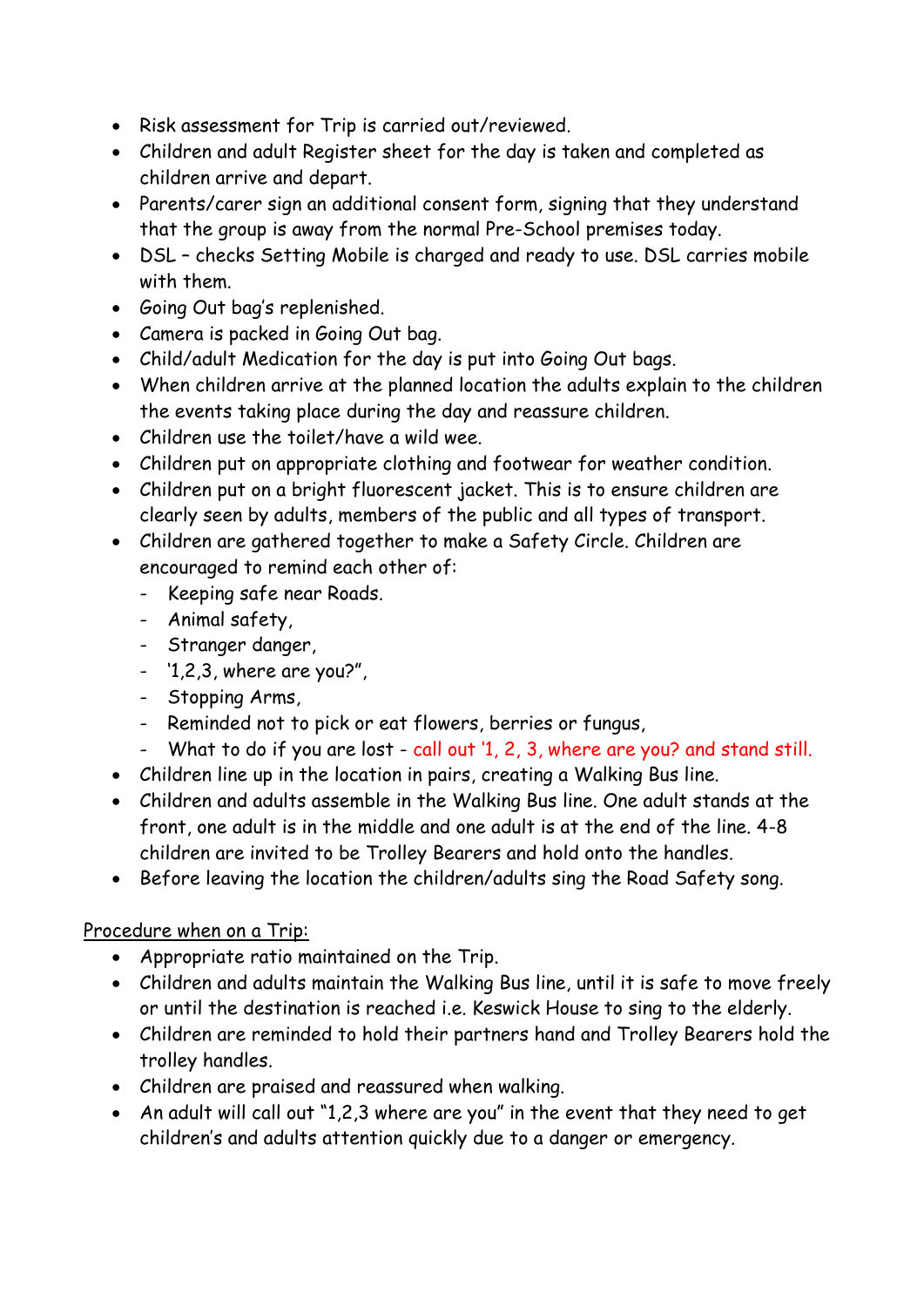- Risk assessment for Trip is carried out/reviewed.
- Children and adult Register sheet for the day is taken and completed as children arrive and depart.
- Parents/carer sign an additional consent form, signing that they understand that the group is away from the normal Pre-School premises today.
- DSL – checks Setting Mobile is charged and ready to use. DSL carries mobile with them.
- Going Out bag's replenished.
- Camera is packed in Going Out bag.
- Child/adult Medication for the day is put into Going Out bags.
- When children arrive at the planned location the adults explain to the children the events taking place during the day and reassure children.
- Children use the toilet/have a wild wee.
- Children put on appropriate clothing and footwear for weather condition.
- Children put on a bright fluorescent jacket. This is to ensure children are clearly seen by adults, members of the public and all types of transport.
- Children are gathered together to make a Safety Circle. Children are encouraged to remind each other of:
  - Keeping safe near Roads.
  - Animal safety,
  - Stranger danger,
  - '1,2,3, where are you?",
  - Stopping Arms,
  - Reminded not to pick or eat flowers, berries or fungus,
  - What to do if you are lost - call out '1, 2, 3, where are you? and stand still.
- Children line up in the location in pairs, creating a Walking Bus line.
- Children and adults assemble in the Walking Bus line. One adult stands at the front, one adult is in the middle and one adult is at the end of the line. 4-8 children are invited to be Trolley Bearers and hold onto the handles.
- Before leaving the location the children/adults sing the Road Safety song.

<u>Procedure when on a Trip:</u>

- Appropriate ratio maintained on the Trip.
- Children and adults maintain the Walking Bus line, until it is safe to move freely or until the destination is reached i.e. Keswick House to sing to the elderly.
- Children are reminded to hold their partners hand and Trolley Bearers hold the trolley handles.
- Children are praised and reassured when walking.
- An adult will call out "1,2,3 where are you" in the event that they need to get children's and adults attention quickly due to a danger or emergency.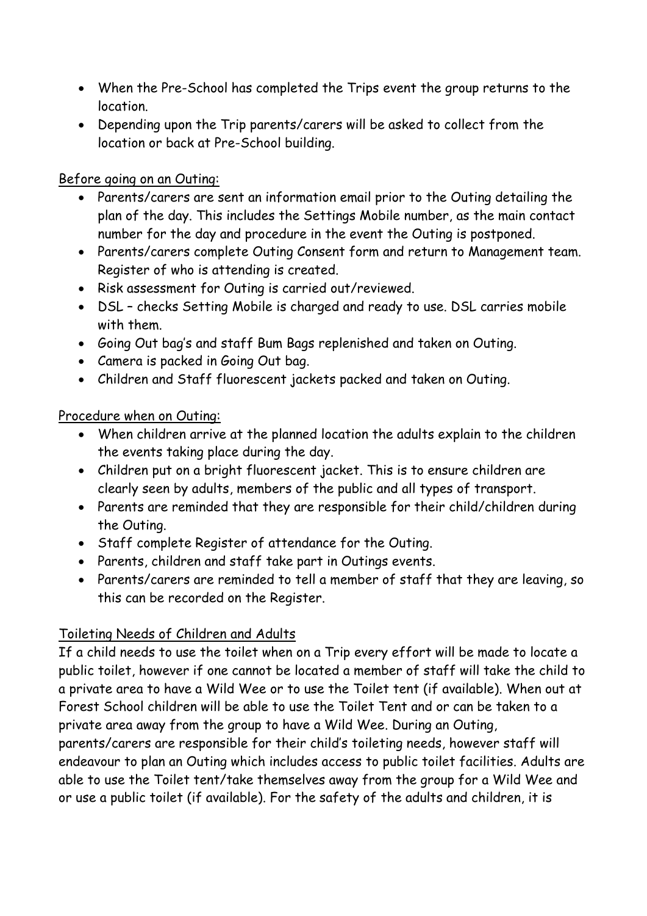- When the Pre-School has completed the Trips event the group returns to the location.
- Depending upon the Trip parents/carers will be asked to collect from the location or back at Pre-School building.

Before going on an Outing:

- Parents/carers are sent an information email prior to the Outing detailing the plan of the day. This includes the Settings Mobile number, as the main contact number for the day and procedure in the event the Outing is postponed.
- Parents/carers complete Outing Consent form and return to Management team. Register of who is attending is created.
- Risk assessment for Outing is carried out/reviewed.
- DSL – checks Setting Mobile is charged and ready to use. DSL carries mobile with them.
- Going Out bag's and staff Bum Bags replenished and taken on Outing.
- Camera is packed in Going Out bag.
- Children and Staff fluorescent jackets packed and taken on Outing.

Procedure when on Outing:

- When children arrive at the planned location the adults explain to the children the events taking place during the day.
- Children put on a bright fluorescent jacket. This is to ensure children are clearly seen by adults, members of the public and all types of transport.
- Parents are reminded that they are responsible for their child/children during the Outing.
- Staff complete Register of attendance for the Outing.
- Parents, children and staff take part in Outings events.
- Parents/carers are reminded to tell a member of staff that they are leaving, so this can be recorded on the Register.

Toileting Needs of Children and Adults

If a child needs to use the toilet when on a Trip every effort will be made to locate a public toilet, however if one cannot be located a member of staff will take the child to a private area to have a Wild Wee or to use the Toilet tent (if available). When out at Forest School children will be able to use the Toilet Tent and or can be taken to a private area away from the group to have a Wild Wee. During an Outing, parents/carers are responsible for their child's toileting needs, however staff will endeavour to plan an Outing which includes access to public toilet facilities. Adults are able to use the Toilet tent/take themselves away from the group for a Wild Wee and or use a public toilet (if available). For the safety of the adults and children, it is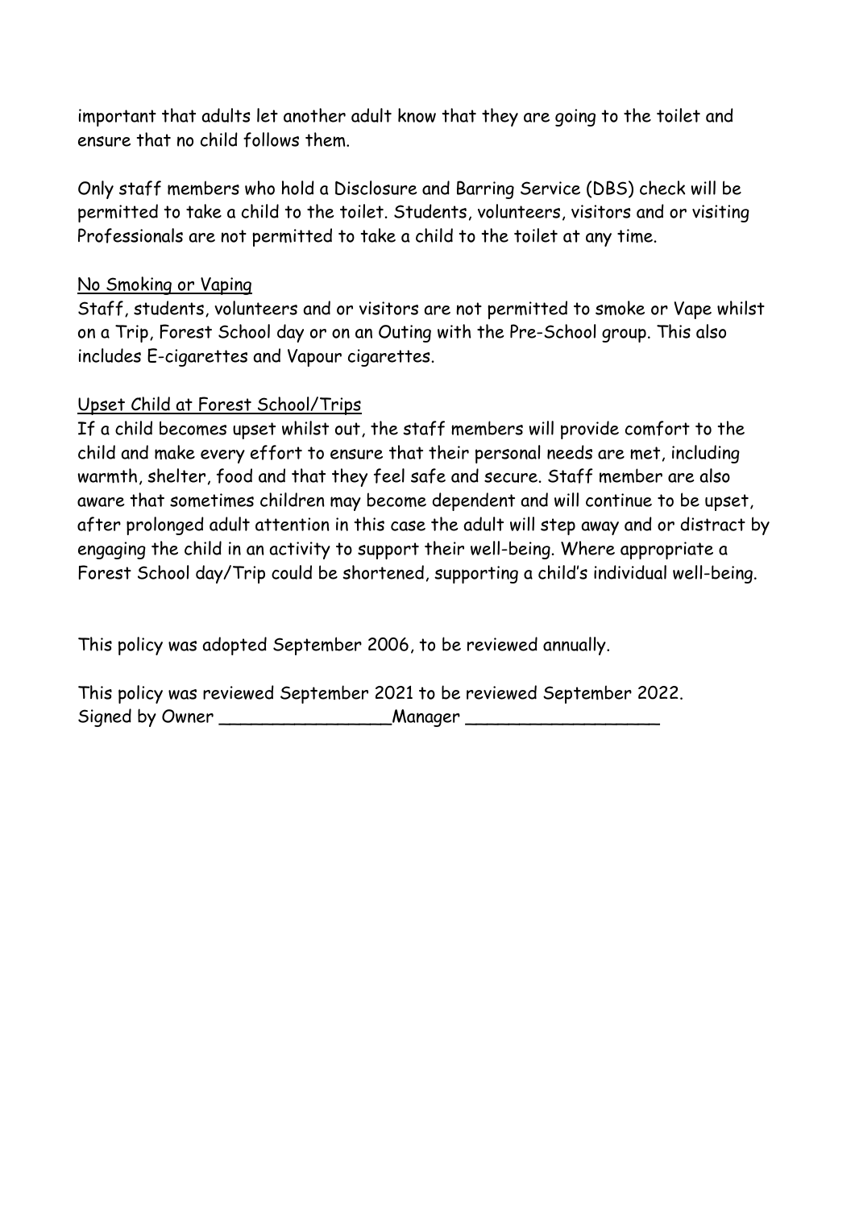important that adults let another adult know that they are going to the toilet and ensure that no child follows them.

Only staff members who hold a Disclosure and Barring Service (DBS) check will be permitted to take a child to the toilet. Students, volunteers, visitors and or visiting Professionals are not permitted to take a child to the toilet at any time.

### No Smoking or Vaping

Staff, students, volunteers and or visitors are not permitted to smoke or Vape whilst on a Trip, Forest School day or on an Outing with the Pre-School group. This also includes E-cigarettes and Vapour cigarettes.

### Upset Child at Forest School/Trips

If a child becomes upset whilst out, the staff members will provide comfort to the child and make every effort to ensure that their personal needs are met, including warmth, shelter, food and that they feel safe and secure. Staff member are also aware that sometimes children may become dependent and will continue to be upset, after prolonged adult attention in this case the adult will step away and or distract by engaging the child in an activity to support their well-being. Where appropriate a Forest School day/Trip could be shortened, supporting a child's individual well-being.

This policy was adopted September 2006, to be reviewed annually.

This policy was reviewed September 2021 to be reviewed September 2022.
Signed by Owner ________________Manager __________________